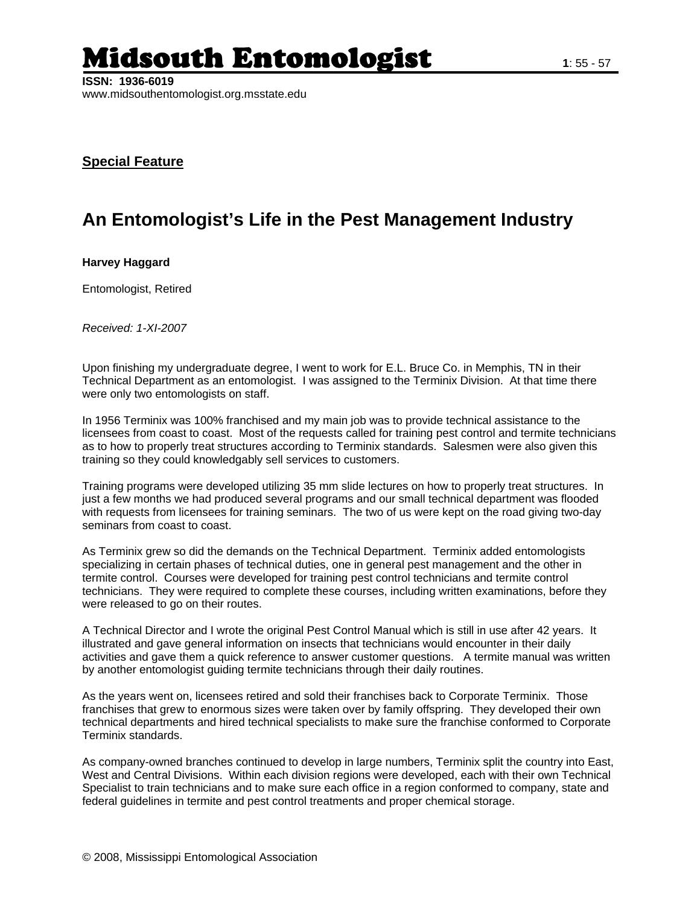**Special Feature**

# An Entomologist's Life in the Pest Management Industry

**Harvey Haggard**

Entomologist, Retired

*Received: 1-XI-2007*

Upon finishing my undergraduate degree, I went to work for E.L. Bruce Co. in Memphis, TN in their Technical Department as an entomologist. I was assigned to the Terminix Division. At that time there were only two entomologists on staff.

In 1956 Terminix was 100% franchised and my main job was to provide technical assistance to the licensees from coast to coast. Most of the requests called for training pest control and termite technicians as to how to properly treat structures according to Terminix standards. Salesmen were also given this training so they could knowledgably sell services to customers.

Training programs were developed utilizing 35 mm slide lectures on how to properly treat structures. In just a few months we had produced several programs and our small technical department was flooded with requests from licensees for training seminars. The two of us were kept on the road giving two-day seminars from coast to coast.

As Terminix grew so did the demands on the Technical Department. Terminix added entomologists specializing in certain phases of technical duties, one in general pest management and the other in termite control. Courses were developed for training pest control technicians and termite control technicians. They were required to complete these courses, including written examinations, before they were released to go on their routes.

A Technical Director and I wrote the original Pest Control Manual which is still in use after 42 years. It illustrated and gave general information on insects that technicians would encounter in their daily activities and gave them a quick reference to answer customer questions. A termite manual was written by another entomologist guiding termite technicians through their daily routines.

As the years went on, licensees retired and sold their franchises back to Corporate Terminix. Those franchises that grew to enormous sizes were taken over by family offspring. They developed their own technical departments and hired technical specialists to make sure the franchise conformed to Corporate Terminix standards.

As company-owned branches continued to develop in large numbers, Terminix split the country into East, West and Central Divisions. Within each division regions were developed, each with their own Technical Specialist to train technicians and to make sure each office in a region conformed to company, state and federal guidelines in termite and pest control treatments and proper chemical storage.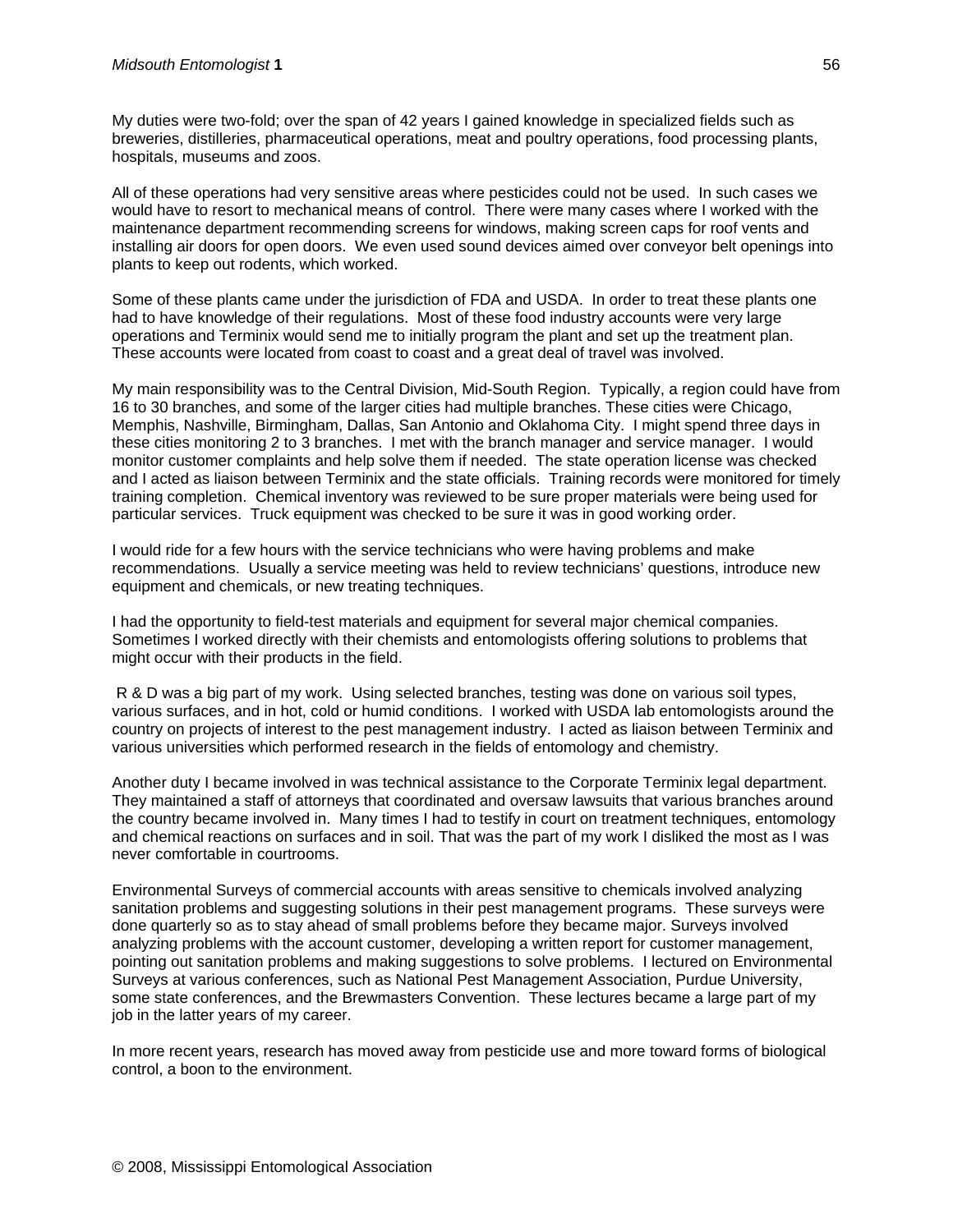My duties were two-fold; over the span of 42 years I gained knowledge in specialized fields such as breweries, distilleries, pharmaceutical operations, meat and poultry operations, food processing plants, hospitals, museums and zoos.

All of these operations had very sensitive areas where pesticides could not be used. In such cases we would have to resort to mechanical means of control. There were many cases where I worked with the maintenance department recommending screens for windows, making screen caps for roof vents and installing air doors for open doors. We even used sound devices aimed over conveyor belt openings into plants to keep out rodents, which worked.

Some of these plants came under the jurisdiction of FDA and USDA. In order to treat these plants one had to have knowledge of their regulations. Most of these food industry accounts were very large operations and Terminix would send me to initially program the plant and set up the treatment plan. These accounts were located from coast to coast and a great deal of travel was involved.

My main responsibility was to the Central Division, Mid-South Region. Typically, a region could have from 16 to 30 branches, and some of the larger cities had multiple branches. These cities were Chicago, Memphis, Nashville, Birmingham, Dallas, San Antonio and Oklahoma City. I might spend three days in these cities monitoring 2 to 3 branches. I met with the branch manager and service manager. I would monitor customer complaints and help solve them if needed. The state operation license was checked and I acted as liaison between Terminix and the state officials. Training records were monitored for timely training completion. Chemical inventory was reviewed to be sure proper materials were being used for particular services. Truck equipment was checked to be sure it was in good working order.

I would ride for a few hours with the service technicians who were having problems and make recommendations. Usually a service meeting was held to review technicians' questions, introduce new equipment and chemicals, or new treating techniques.

I had the opportunity to field-test materials and equipment for several major chemical companies. Sometimes I worked directly with their chemists and entomologists offering solutions to problems that might occur with their products in the field.

R & D was a big part of my work. Using selected branches, testing was done on various soil types, various surfaces, and in hot, cold or humid conditions. I worked with USDA lab entomologists around the country on projects of interest to the pest management industry. I acted as liaison between Terminix and various universities which performed research in the fields of entomology and chemistry.

Another duty I became involved in was technical assistance to the Corporate Terminix legal department. They maintained a staff of attorneys that coordinated and oversaw lawsuits that various branches around the country became involved in. Many times I had to testify in court on treatment techniques, entomology and chemical reactions on surfaces and in soil. That was the part of my work I disliked the most as I was never comfortable in courtrooms.

Environmental Surveys of commercial accounts with areas sensitive to chemicals involved analyzing sanitation problems and suggesting solutions in their pest management programs. These surveys were done quarterly so as to stay ahead of small problems before they became major. Surveys involved analyzing problems with the account customer, developing a written report for customer management, pointing out sanitation problems and making suggestions to solve problems. I lectured on Environmental Surveys at various conferences, such as National Pest Management Association, Purdue University, some state conferences, and the Brewmasters Convention. These lectures became a large part of my job in the latter years of my career.

In more recent years, research has moved away from pesticide use and more toward forms of biological control, a boon to the environment.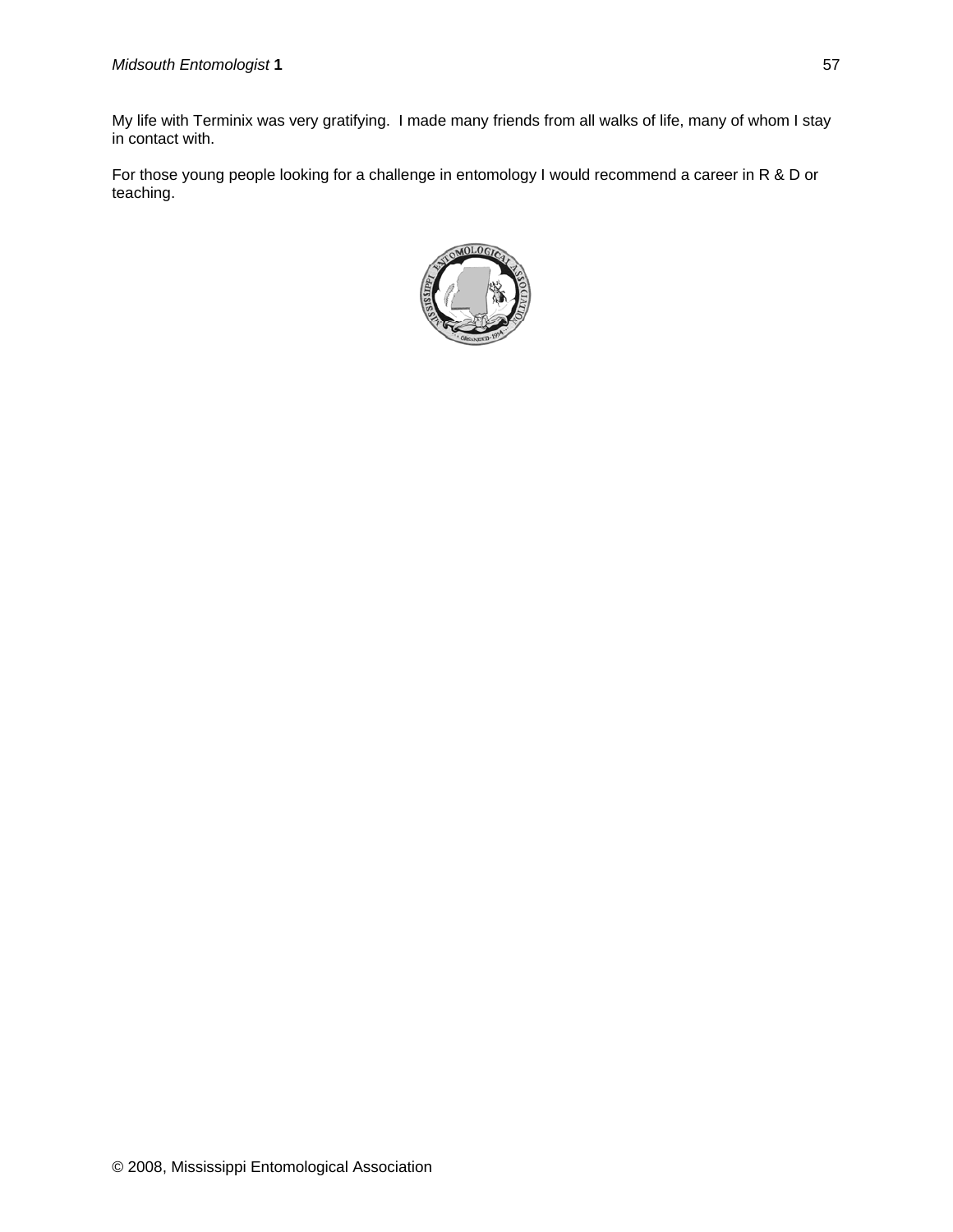My life with Terminix was very gratifying. I made many friends from all walks of life, many of whom I stay in contact with.

For those young people looking for a challenge in entomology I would recommend a career in R & D or teaching.

© 2008, Mississippi Entomological Association